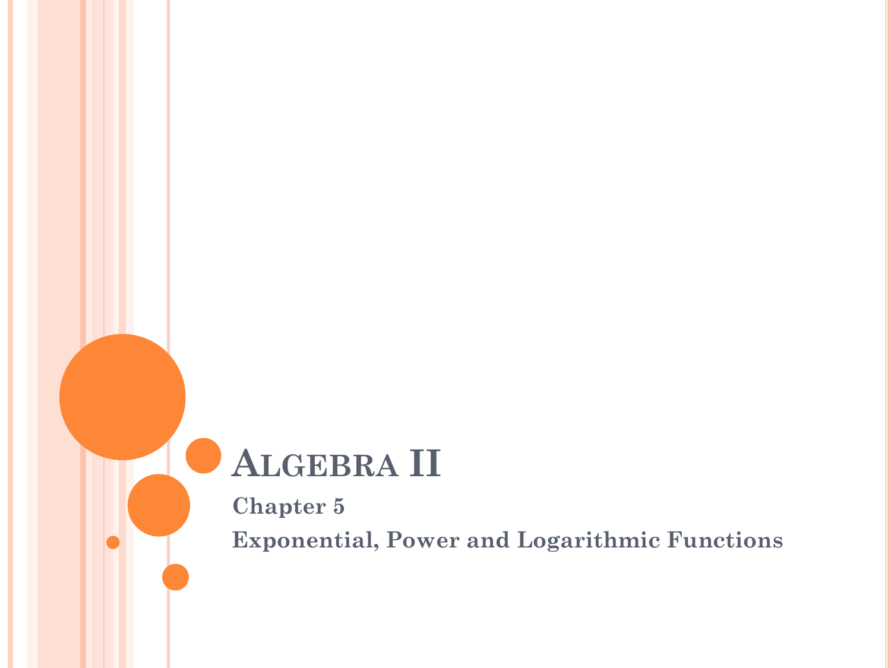# Algebra II

**Chapter 5**

**Exponential, Power and Logarithmic Functions**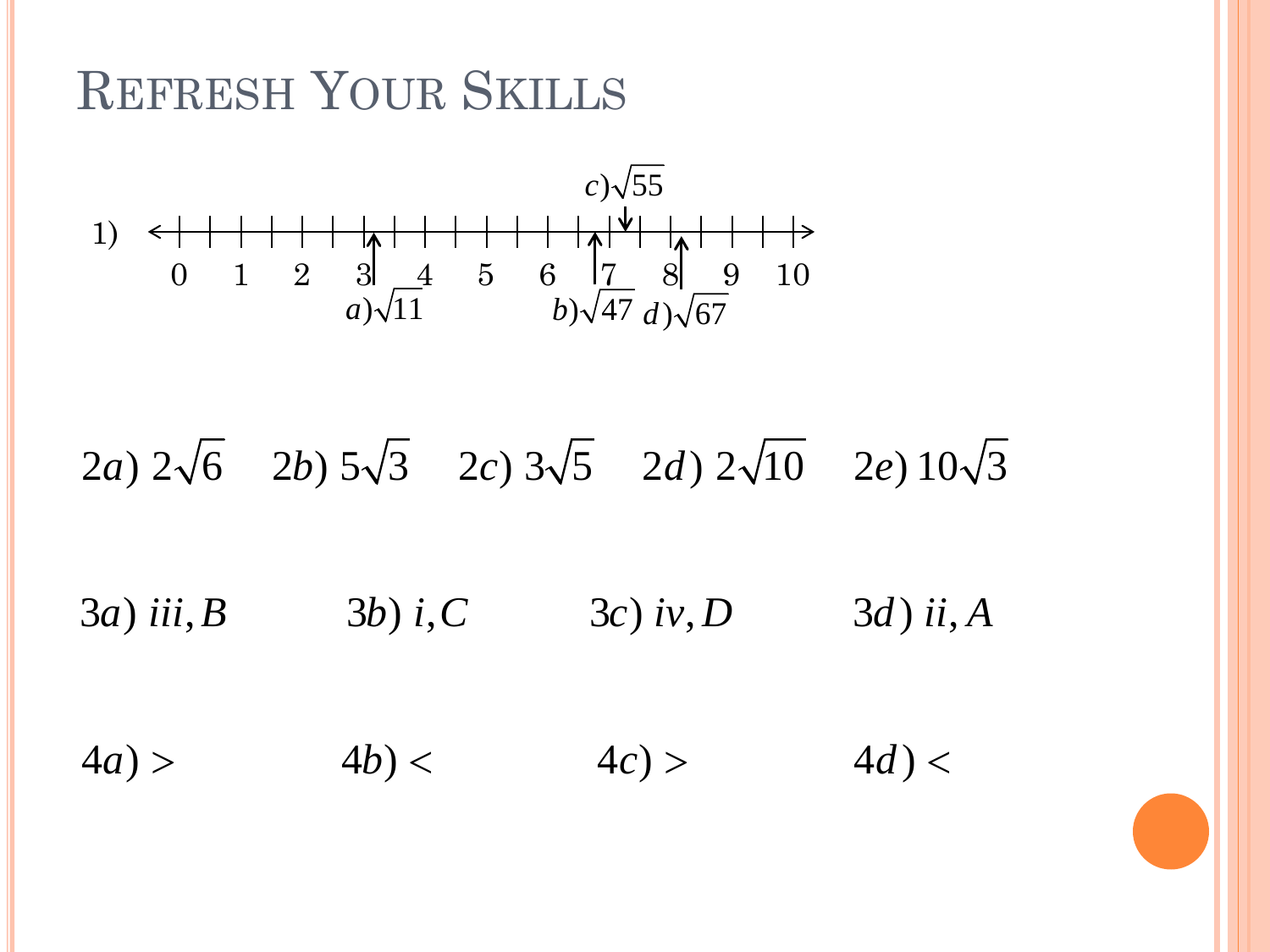# Refresh Your Skills

1) Number line from 0 to 10 with arrows marking: $a)\ \sqrt{11}$ (between 3 and 4), $b)\ \sqrt{47}$ (just below 7), $c)\ \sqrt{55}$ (between 7 and 8), $d)\ \sqrt{67}$ (just above 8)

$2a)\ 2\sqrt{6}$ $2b)\ 5\sqrt{3}$ $2c)\ 3\sqrt{5}$ $2d)\ 2\sqrt{10}$ $2e)\ 10\sqrt{3}$

$3a)\ iii, B$ $3b)\ i, C$ $3c)\ iv, D$ $3d)\ ii, A$

$4a)\ >$ $4b)\ <$ $4c)\ >$ $4d)\ <$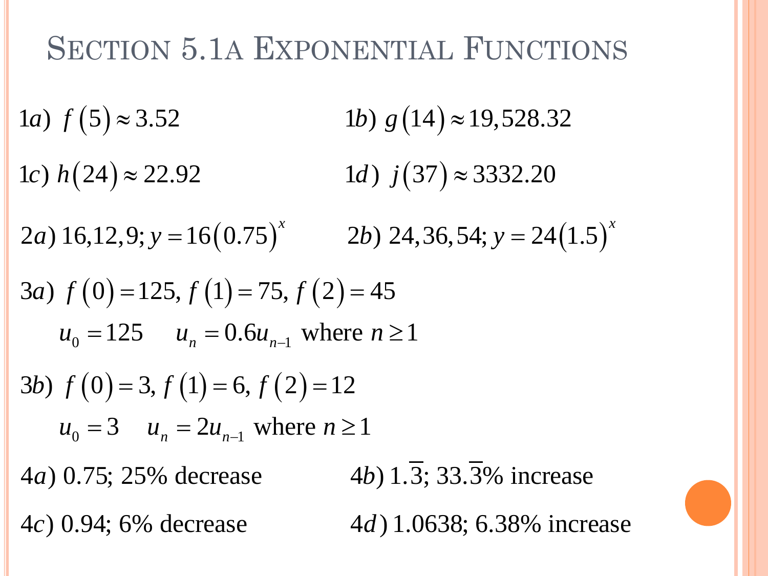# Section 5.1a Exponential Functions

1a) $f(5) \approx 3.52$

1b) $g(14) \approx 19{,}528.32$

1c) $h(24) \approx 22.92$

1d) $j(37) \approx 3332.20$

2a) $16, 12, 9; y = 16(0.75)^x$

2b) $24, 36, 54; y = 24(1.5)^x$

3a) $f(0) = 125, f(1) = 75, f(2) = 45$

$u_0 = 125 \quad u_n = 0.6u_{n-1}$ where $n \geq 1$

3b) $f(0) = 3, f(1) = 6, f(2) = 12$

$u_0 = 3 \quad u_n = 2u_{n-1}$ where $n \geq 1$

4a) 0.75; 25% decrease

4b) $1.\overline{3}$; $33.\overline{3}$% increase

4c) 0.94; 6% decrease

4d) 1.0638; 6.38% increase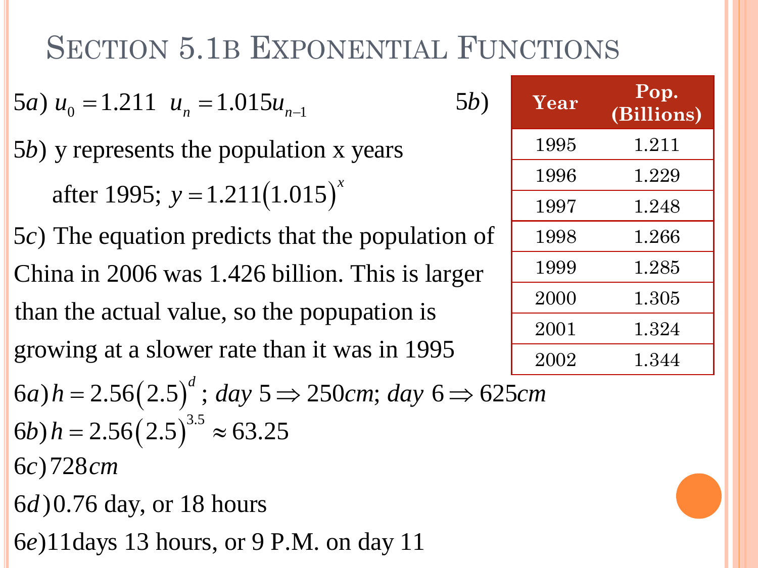# Section 5.1b Exponential Functions

5$a$) $u_0 = 1.211 \quad u_n = 1.015u_{n-1}$

5$b$) y represents the population x years after 1995; $y = 1.211(1.015)^x$

5$b$)

| Year | Pop. (Billions) |
|---|---|
| 1995 | 1.211 |
| 1996 | 1.229 |
| 1997 | 1.248 |
| 1998 | 1.266 |
| 1999 | 1.285 |
| 2000 | 1.305 |
| 2001 | 1.324 |
| 2002 | 1.344 |

5$c$) The equation predicts that the population of China in 2006 was 1.426 billion. This is larger than the actual value, so the popupation is growing at a slower rate than it was in 1995

$6a)\, h = 2.56(2.5)^d$; $day\ 5 \Rightarrow 250cm$; $day\ 6 \Rightarrow 625cm$

$6b)\, h = 2.56(2.5)^{3.5} \approx 63.25$

$6c)\, 728cm$

$6d)$ 0.76 day, or 18 hours

6$e$) 11days 13 hours, or 9 P.M. on day 11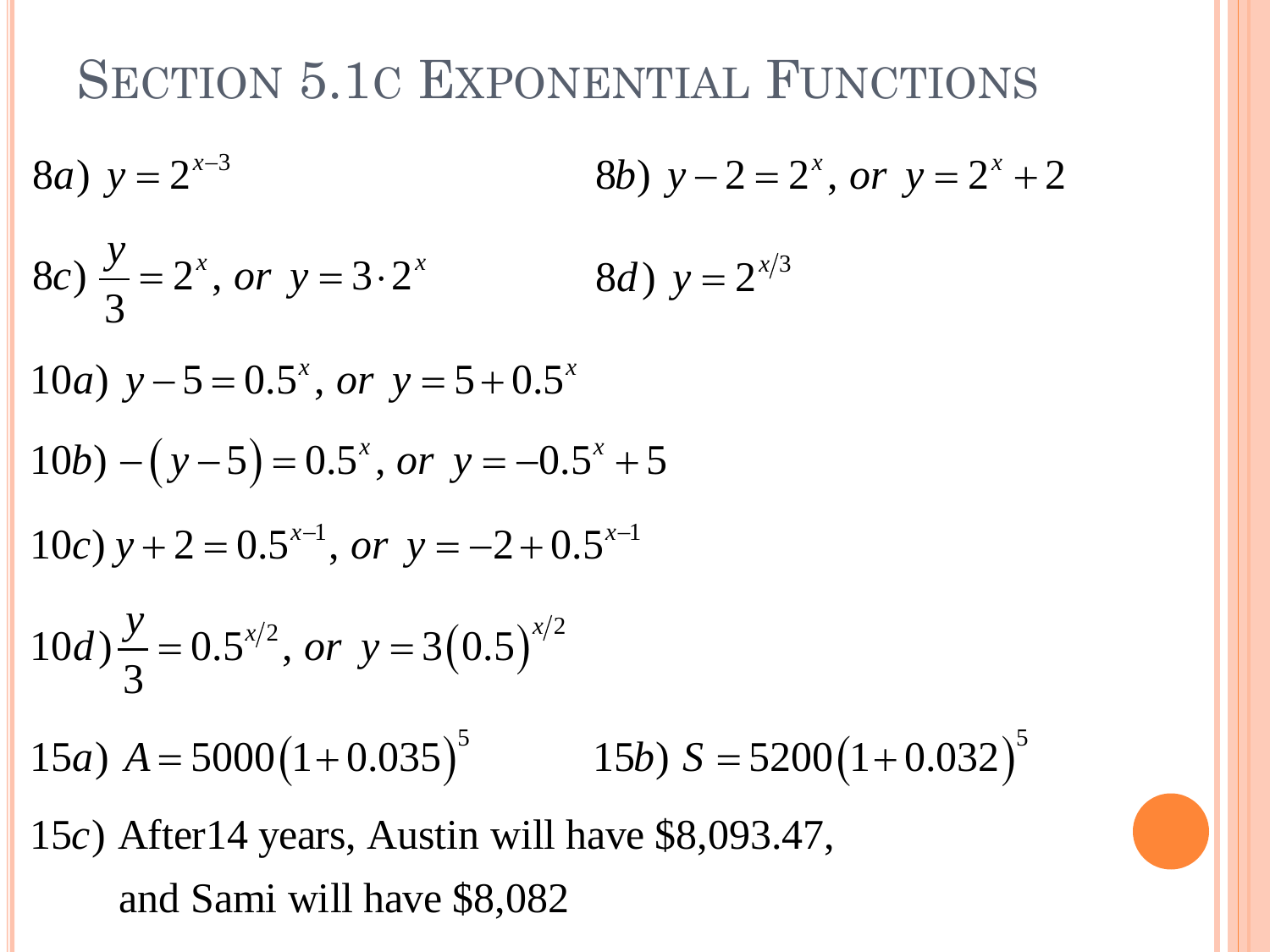# Section 5.1c Exponential Functions

$8a)\ y = 2^{x-3}$

$8b)\ y - 2 = 2^x,\ or\ y = 2^x + 2$

$8c)\ \dfrac{y}{3} = 2^x,\ or\ y = 3 \cdot 2^x$

$8d)\ y = 2^{x/3}$

$10a)\ y - 5 = 0.5^x,\ or\ y = 5 + 0.5^x$

$10b)\ -(y-5) = 0.5^x,\ or\ y = -0.5^x + 5$

$10c)\ y + 2 = 0.5^{x-1},\ or\ y = -2 + 0.5^{x-1}$

$10d)\ \dfrac{y}{3} = 0.5^{x/2},\ or\ y = 3(0.5)^{x/2}$

$15a)\ A = 5000(1 + 0.035)^5$

$15b)\ S = 5200(1 + 0.032)^5$

$15c)$ After14 years, Austin will have \$8,093.47, and Sami will have \$8,082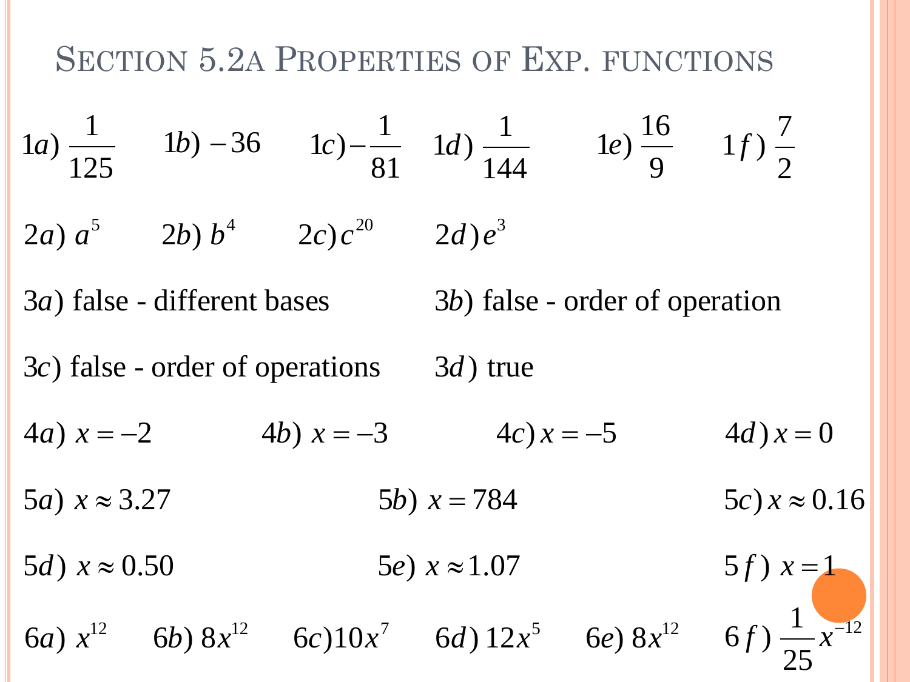# Section 5.2a Properties of Exp. functions

1a) $\frac{1}{125}$ 1b) $-36$ 1c) $-\frac{1}{81}$ 1d) $\frac{1}{144}$ 1e) $\frac{16}{9}$ 1f) $\frac{7}{2}$

2a) $a^5$ 2b) $b^4$ 2c) $c^{20}$ 2d) $e^3$

3a) false - different bases 3b) false - order of operation

3c) false - order of operations 3d) true

4a) $x = -2$ 4b) $x = -3$ 4c) $x = -5$ 4d) $x = 0$

5a) $x \approx 3.27$ 5b) $x = 784$ 5c) $x \approx 0.16$

5d) $x \approx 0.50$ 5e) $x \approx 1.07$ 5f) $x = 1$

6a) $x^{12}$ 6b) $8x^{12}$ 6c) $10x^7$ 6d) $12x^5$ 6e) $8x^{12}$ 6f) $\frac{1}{25}x^{-12}$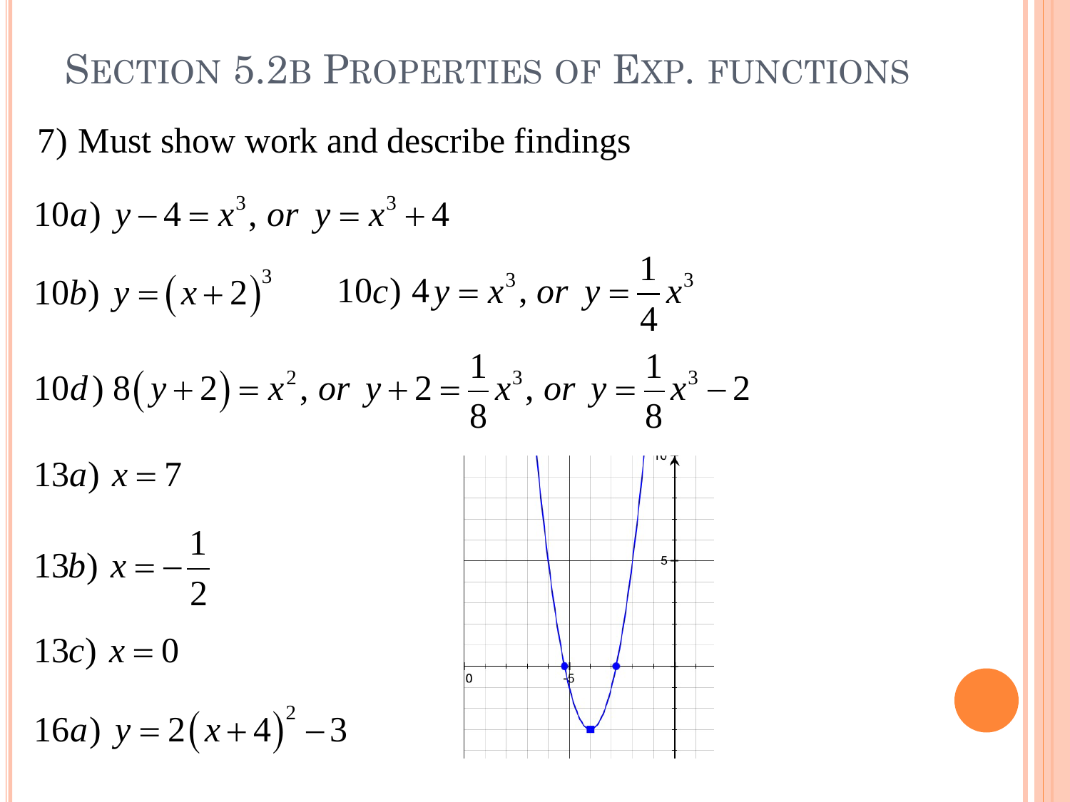# Section 5.2b Properties of Exp. functions

7) Must show work and describe findings

$$10a)\ y-4=x^3,\ or\ \ y=x^3+4$$

$$10b)\ y=\left(x+2\right)^3 \qquad 10c)\ 4y=x^3,\ or\ \ y=\frac{1}{4}x^3$$

$$10d)\ 8\left(y+2\right)=x^2,\ or\ \ y+2=\frac{1}{8}x^3,\ or\ \ y=\frac{1}{8}x^3-2$$

$$13a)\ x=7$$

$$13b)\ x=-\frac{1}{2}$$

$$13c)\ x=0$$

$$16a)\ y=2\left(x+4\right)^2-3$$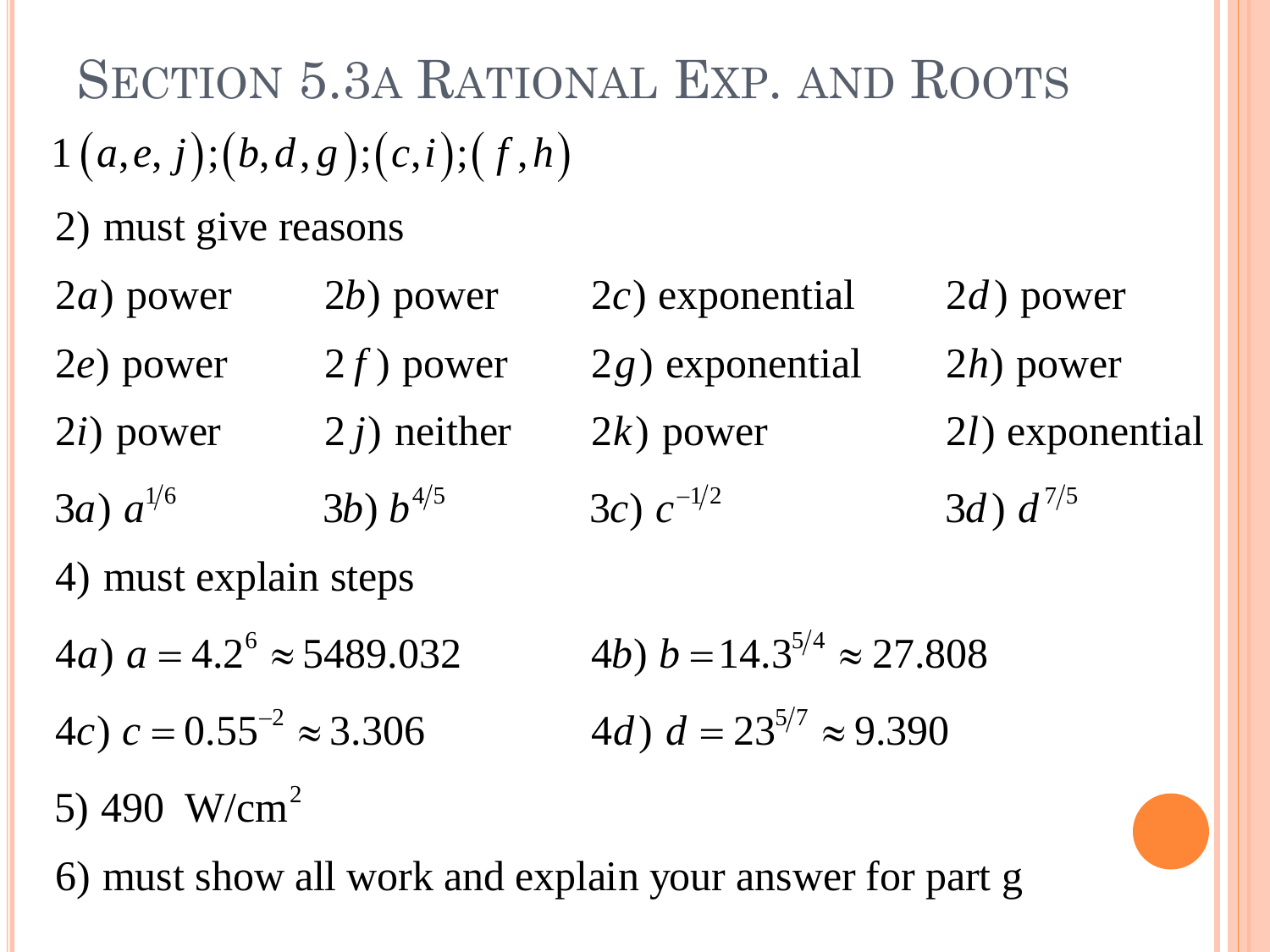# Section 5.3a Rational Exp. and Roots

$1\,(a, e, j); (b, d, g); (c, i); (f, h)$

2) must give reasons

| | | | |
|---|---|---|---|
| 2$a$) power | 2$b$) power | 2$c$) exponential | 2$d$) power |
| 2$e$) power | 2$f$) power | 2$g$) exponential | 2$h$) power |
| 2$i$) power | 2$j$) neither | 2$k$) power | 2$l$) exponential |
| 3$a$) $a^{1/6}$ | 3$b$) $b^{4/5}$ | 3$c$) $c^{-1/2}$ | 3$d$) $d^{7/5}$ |

4) must explain steps

4$a$) $a = 4.2^6 \approx 5489.032$

4$b$) $b = 14.3^{5/4} \approx 27.808$

4$c$) $c = 0.55^{-2} \approx 3.306$

4$d$) $d = 23^{5/7} \approx 9.390$

5) 490 $\text{W/cm}^2$

6) must show all work and explain your answer for part g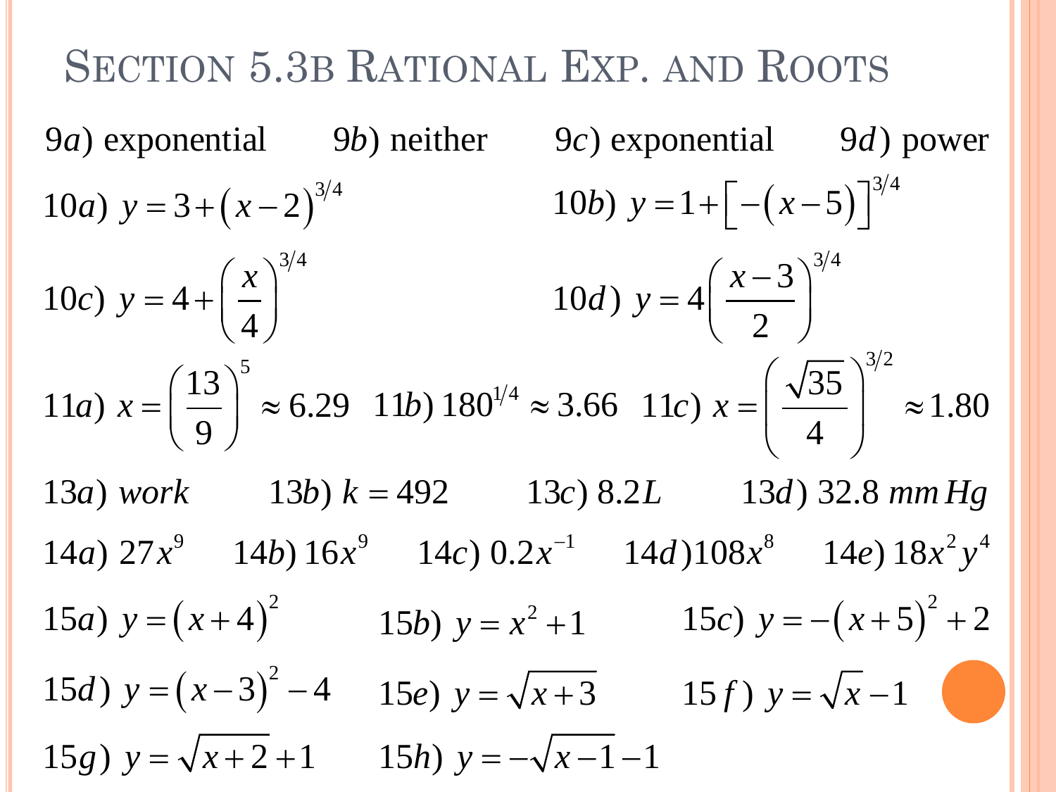# Section 5.3b Rational Exp. and Roots

9*a*) exponential  9*b*) neither  9*c*) exponential  9*d*) power

10*a*) $y = 3 + (x-2)^{3/4}$  10*b*) $y = 1 + [-(x-5)]^{3/4}$

10*c*) $y = 4 + \left(\frac{x}{4}\right)^{3/4}$  10*d*) $y = 4\left(\frac{x-3}{2}\right)^{3/4}$

11*a*) $x = \left(\frac{13}{9}\right)^5 \approx 6.29$  11*b*) $180^{1/4} \approx 3.66$  11*c*) $x = \left(\frac{\sqrt{35}}{4}\right)^{3/2} \approx 1.80$

13*a*) *work*  13*b*) $k = 492$  13*c*) $8.2L$  13*d*) $32.8\ mm\,Hg$

14*a*) $27x^9$  14*b*) $16x^9$  14*c*) $0.2x^{-1}$  14*d*) $108x^8$  14*e*) $18x^2y^4$

15*a*) $y = (x+4)^2$  15*b*) $y = x^2 + 1$  15*c*) $y = -(x+5)^2 + 2$

15*d*) $y = (x-3)^2 - 4$  15*e*) $y = \sqrt{x+3}$  15*f*) $y = \sqrt{x} - 1$

15*g*) $y = \sqrt{x+2} + 1$  15*h*) $y = -\sqrt{x-1} - 1$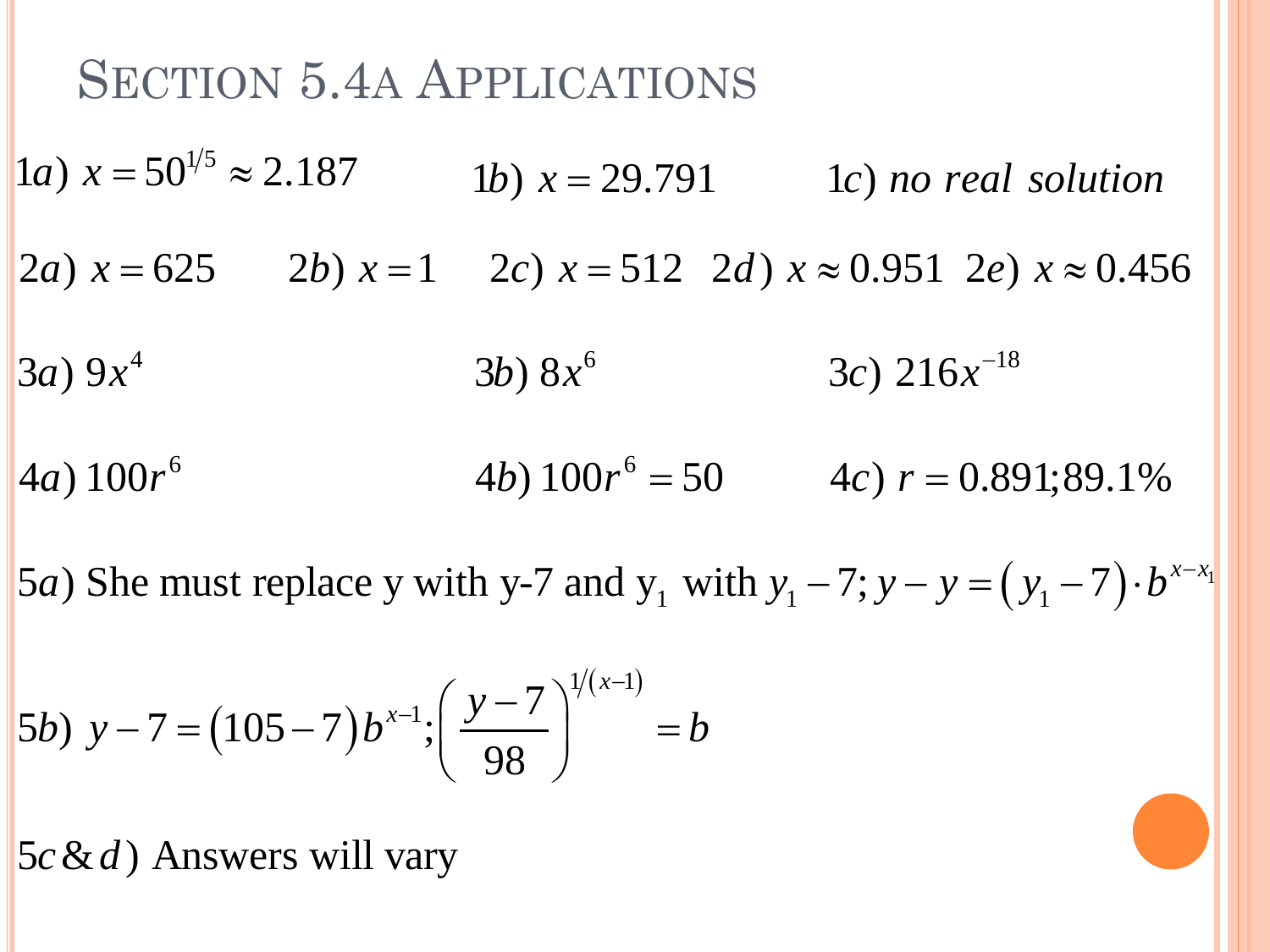# Section 5.4a Applications

1a) $x = 50^{1/5} \approx 2.187$ 1b) $x = 29.791$ 1c) *no real solution*

2a) $x = 625$ 2b) $x = 1$ 2c) $x = 512$ 2d) $x \approx 0.951$ 2e) $x \approx 0.456$

3a) $9x^4$ 3b) $8x^6$ 3c) $216x^{-18}$

4a) $100r^6$ 4b) $100r^6 = 50$ 4c) $r = 0.891; 89.1\%$

5a) She must replace y with y-7 and $y_1$ with $y_1 - 7$; $y - y = (y_1 - 7) \cdot b^{x - x_1}$

5b) $y - 7 = (105 - 7)b^{x-1}$; $\left(\dfrac{y-7}{98}\right)^{1/(x-1)} = b$

5c & d) Answers will vary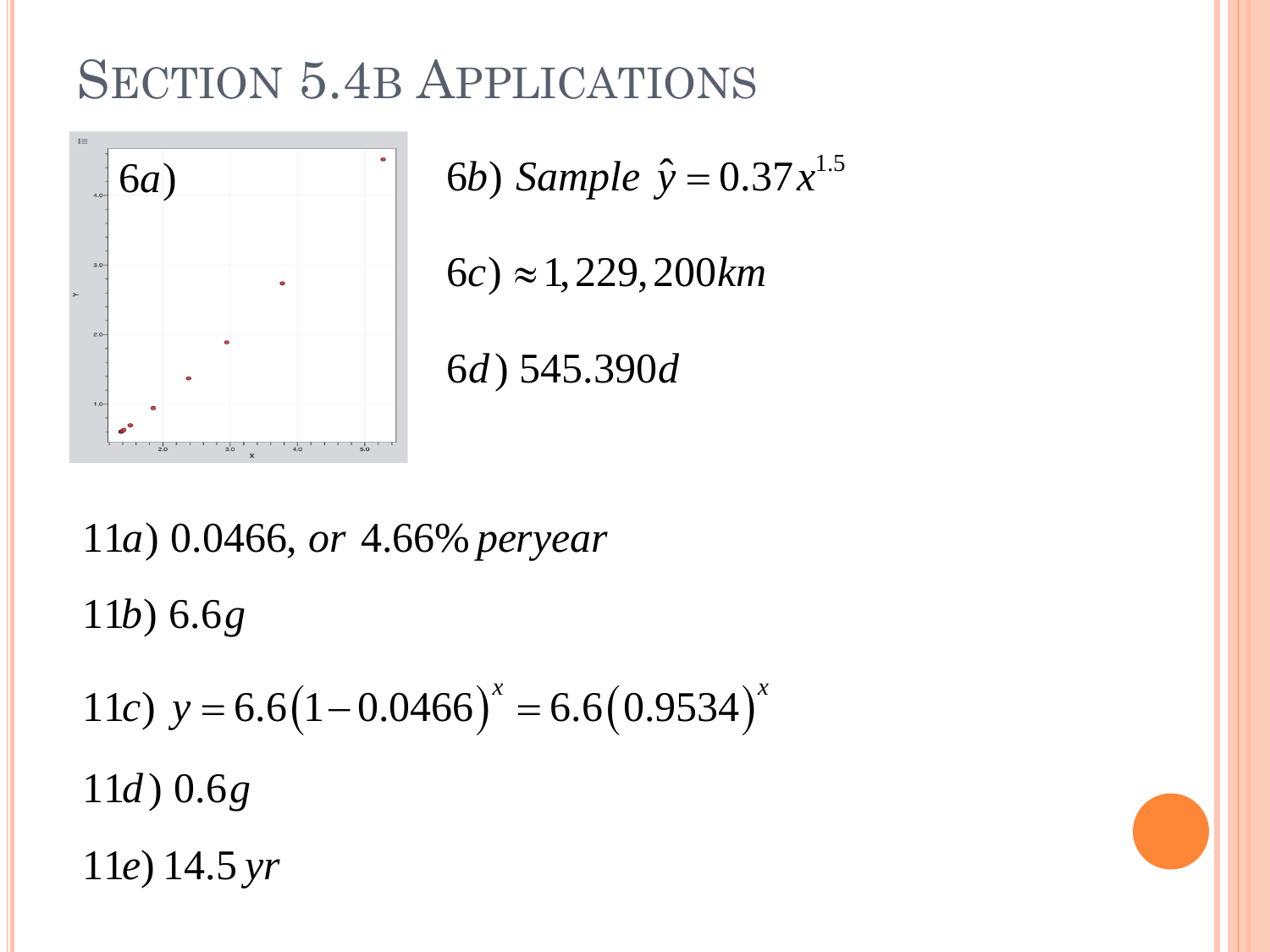# Section 5.4b Applications

6a)

6b) Sample $\hat{y} = 0.37x^{1.5}$

6c) $\approx 1,229,200km$

6d) $545.390d$

11a) 0.0466, *or* 4.66% *per year*

11b) $6.6g$

11c) $y = 6.6(1-0.0466)^x = 6.6(0.9534)^x$

11d) $0.6g$

11e) $14.5\,yr$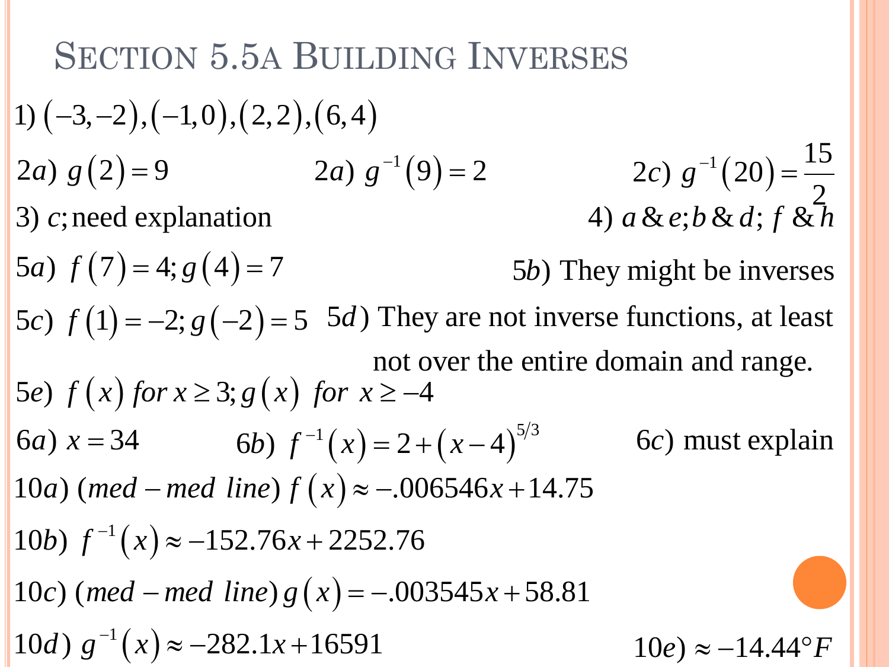# Section 5.5a Building Inverses

1) $(-3,-2),(-1,0),(2,2),(6,4)$

2a) $g(2)=9$ 2a) $g^{-1}(9)=2$ 2c) $g^{-1}(20)=\frac{15}{2}$

3) $c$; need explanation 4) $a\,\&\,e; b\,\&\,d; f\,\&\,h$

5a) $f(7)=4; g(4)=7$ 5b) They might be inverses

5c) $f(1)=-2; g(-2)=5$ 5d) They are not inverse functions, at least not over the entire domain and range.

5e) $f(x)$ *for* $x \geq 3; g(x)$ *for* $x \geq -4$

6a) $x=34$ 6b) $f^{-1}(x)=2+(x-4)^{5/3}$ 6c) must explain

10a) (*med – med line*) $f(x) \approx -.006546x+14.75$

10b) $f^{-1}(x) \approx -152.76x+2252.76$

10c) (*med – med line*) $g(x) = -.003545x+58.81$

10d) $g^{-1}(x) \approx -282.1x+16591$ 10e) $\approx -14.44°F$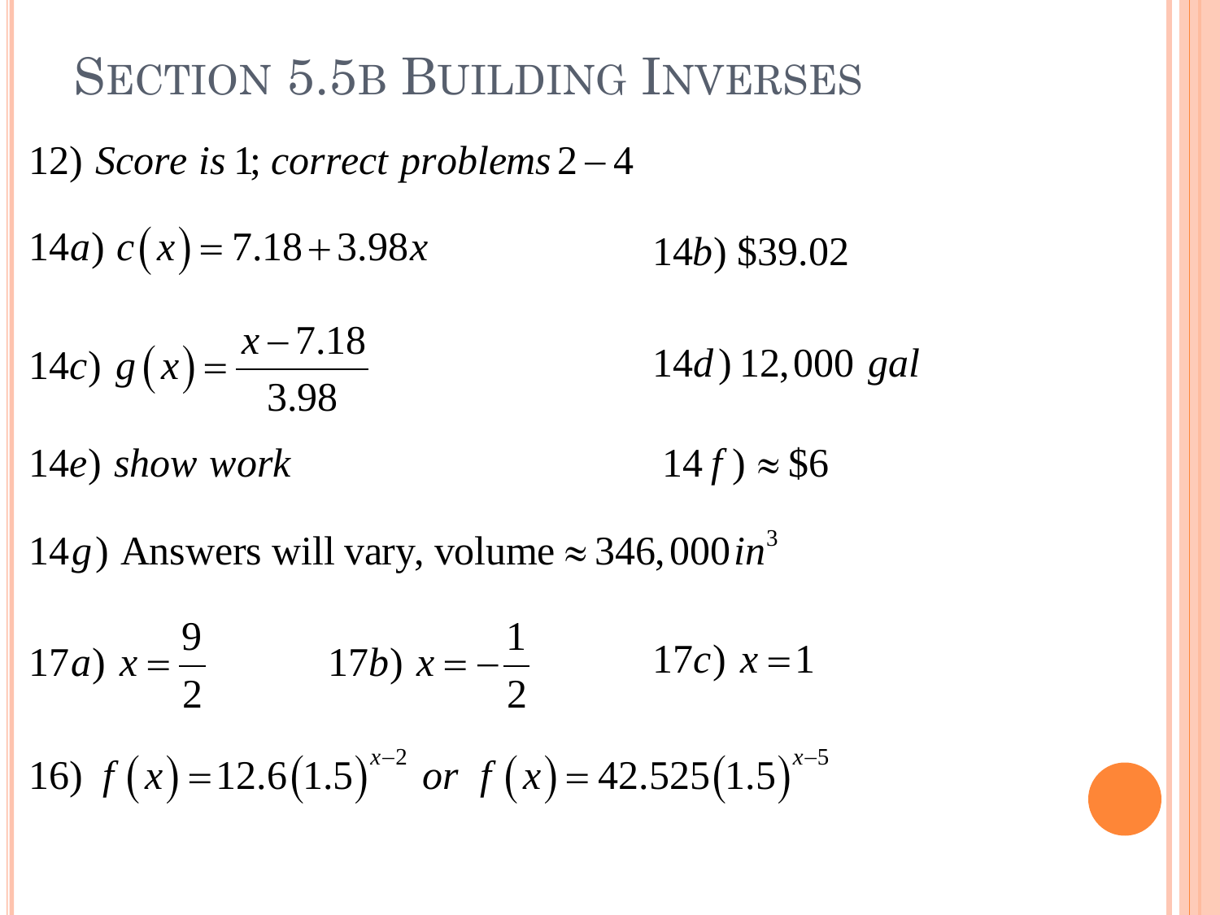# Section 5.5b Building Inverses

12) *Score is* 1; *correct problems* 2 – 4

14*a*) $c(x) = 7.18 + 3.98x$

14*b*) \$39.02

14*c*) $g(x) = \dfrac{x - 7.18}{3.98}$

14*d*) 12,000 *gal*

14*e*) *show work*

14*f*) $\approx$ \$6

14*g*) Answers will vary, volume $\approx 346{,}000\, in^3$

17*a*) $x = \dfrac{9}{2}$

17*b*) $x = -\dfrac{1}{2}$

17*c*) $x = 1$

16) $f(x) = 12.6(1.5)^{x-2}$ *or* $f(x) = 42.525(1.5)^{x-5}$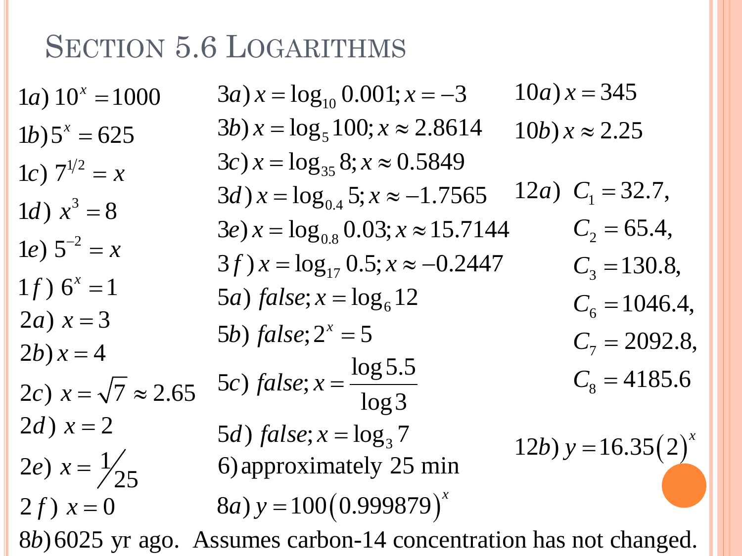# Section 5.6 Logarithms

1a) $10^x = 1000$

1b) $5^x = 625$

1c) $7^{1/2} = x$

1d) $x^3 = 8$

1e) $5^{-2} = x$

1f) $6^x = 1$

2a) $x = 3$

2b) $x = 4$

2c) $x = \sqrt{7} \approx 2.65$

2d) $x = 2$

2e) $x = 1/25$

2f) $x = 0$

3a) $x = \log_{10} 0.001; x = -3$

3b) $x = \log_5 100; x \approx 2.8614$

3c) $x = \log_{35} 8; x \approx 0.5849$

3d) $x = \log_{0.4} 5; x \approx -1.7565$

3e) $x = \log_{0.8} 0.03; x \approx 15.7144$

3f) $x = \log_{17} 0.5; x \approx -0.2447$

5a) *false*; $x = \log_6 12$

5b) *false*; $2^x = 5$

5c) *false*; $x = \dfrac{\log 5.5}{\log 3}$

5d) *false*; $x = \log_3 7$

6) approximately 25 min

8a) $y = 100(0.999879)^x$

8b) 6025 yr ago. Assumes carbon-14 concentration has not changed.

10a) $x = 345$

10b) $x \approx 2.25$

12a) $C_1 = 32.7$, $C_2 = 65.4$, $C_3 = 130.8$, $C_6 = 1046.4$, $C_7 = 2092.8$, $C_8 = 4185.6$

12b) $y = 16.35(2)^x$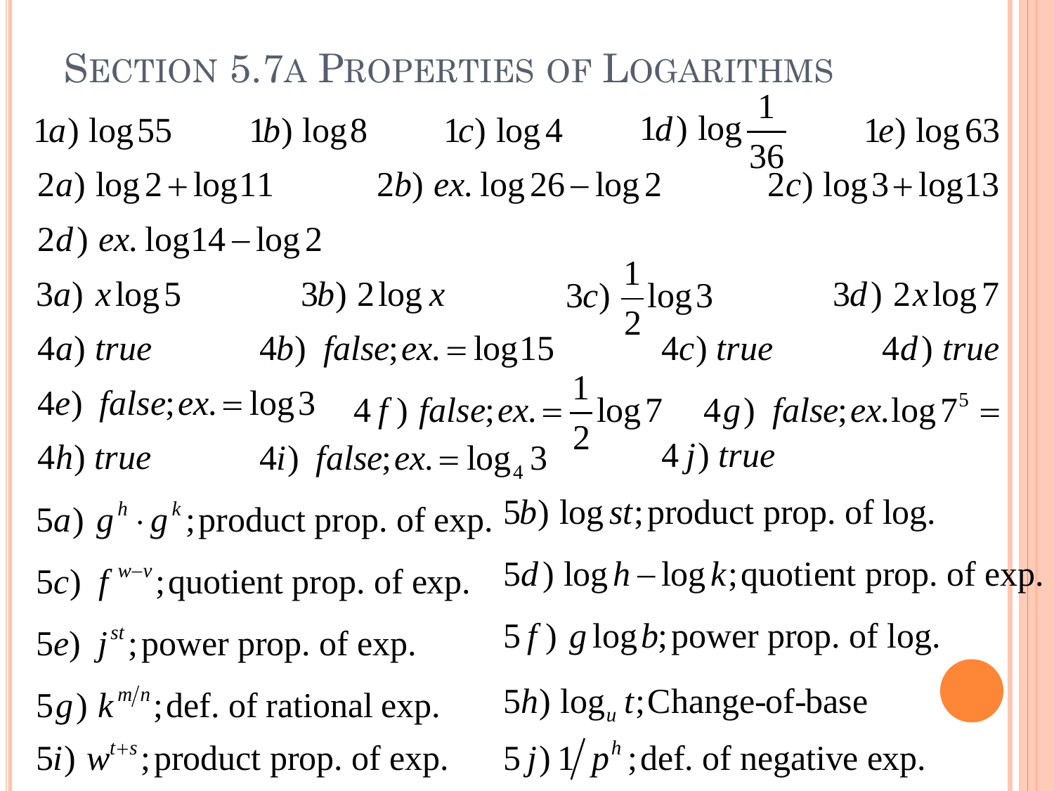# Section 5.7a Properties of Logarithms

1a) $\log 55$  1b) $\log 8$  1c) $\log 4$  1d) $\log \frac{1}{36}$  1e) $\log 63$

2a) $\log 2 + \log 11$  2b) ex. $\log 26 - \log 2$  2c) $\log 3 + \log 13$

2d) ex. $\log 14 - \log 2$

3a) $x \log 5$  3b) $2 \log x$  3c) $\frac{1}{2} \log 3$  3d) $2x \log 7$

4a) *true*  4b) *false*; ex. $= \log 15$  4c) *true*  4d) *true*

4e) *false*; ex. $= \log 3$  4f) *false*; ex. $= \frac{1}{2} \log 7$  4g) *false*; ex. $\log 7^5 =$

4h) *true*  4i) *false*; ex. $= \log_4 3$  4j) *true*

5a) $g^h \cdot g^k$; product prop. of exp.  5b) $\log st$; product prop. of log.

5c) $f^{w-v}$; quotient prop. of exp.  5d) $\log h - \log k$; quotient prop. of exp.

5e) $j^{st}$; power prop. of exp.  5f) $g \log b$; power prop. of log.

5g) $k^{m/n}$; def. of rational exp.  5h) $\log_u t$; Change-of-base

5i) $w^{t+s}$; product prop. of exp.  5j) $1/p^h$; def. of negative exp.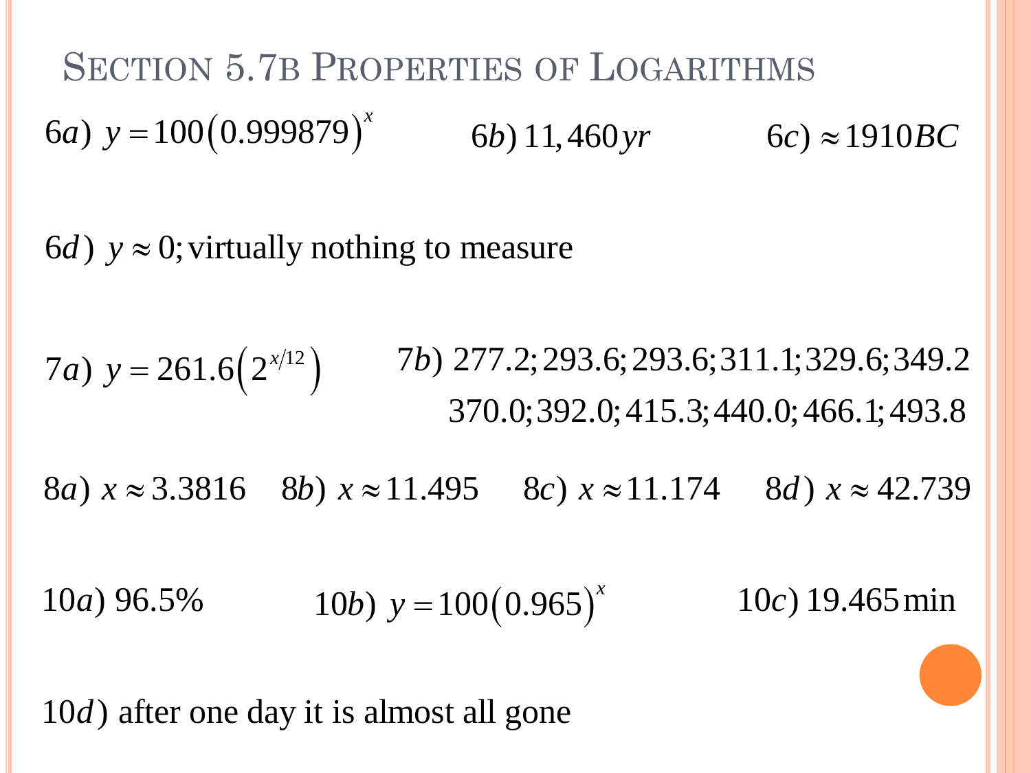# Section 5.7b Properties of Logarithms

$6a)\ y = 100(0.999879)^x$ $6b)\ 11,460\,yr$ $6c)\ \approx 1910BC$

$6d)\ y \approx 0;$ virtually nothing to measure

$7a)\ y = 261.6\left(2^{x/12}\right)$ $7b)\ 277.2; 293.6; 293.6; 311.1; 329.6; 349.2$
$370.0; 392.0; 415.3; 440.0; 466.1; 493.8$

$8a)\ x \approx 3.3816$ $8b)\ x \approx 11.495$ $8c)\ x \approx 11.174$ $8d)\ x \approx 42.739$

$10a)$ 96.5% $10b)\ y = 100(0.965)^x$ $10c)\ 19.465\,\text{min}$

$10d)$ after one day it is almost all gone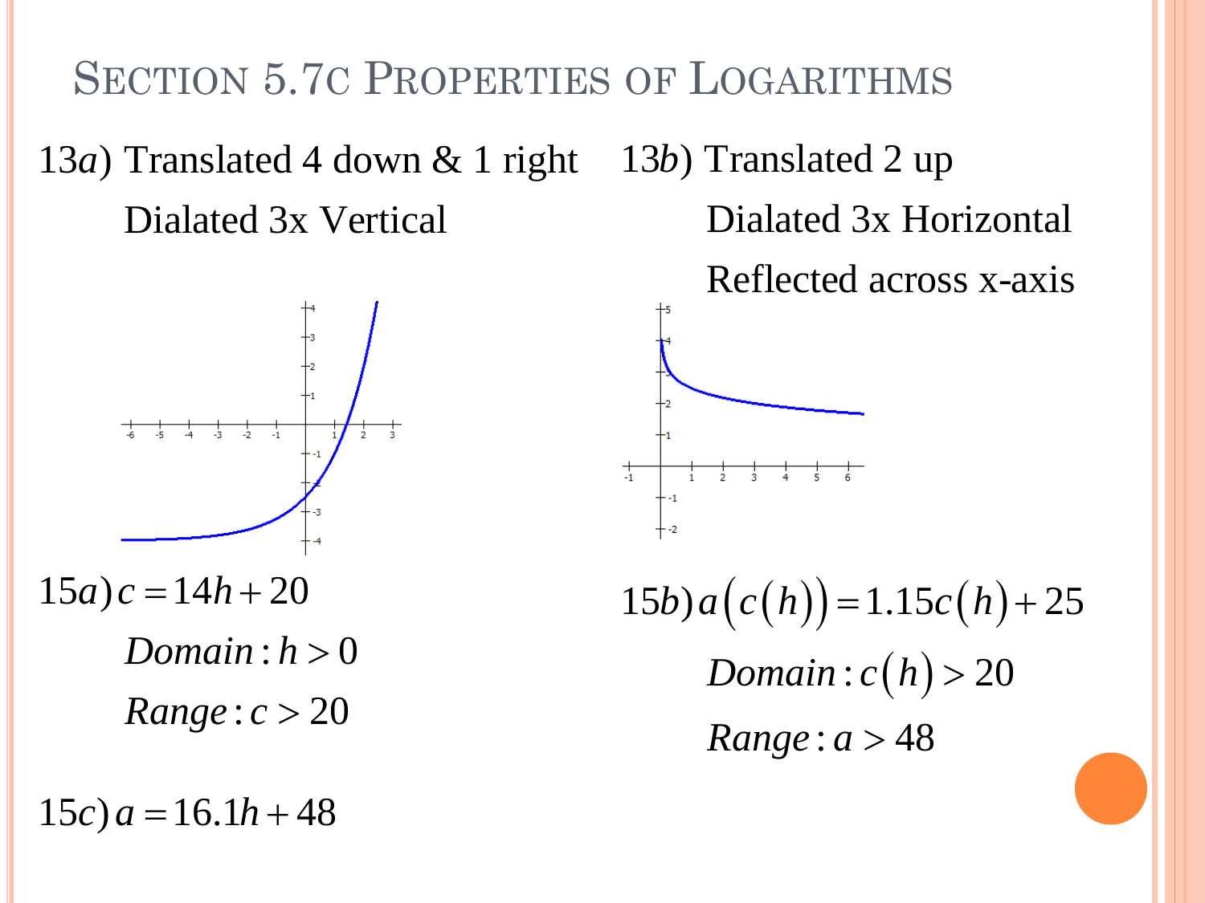# Section 5.7c Properties of Logarithms

13a) Translated 4 down & 1 right

Dialated 3x Vertical

13b) Translated 2 up

Dialated 3x Horizontal

Reflected across x-axis

15a) $c = 14h + 20$

$Domain: h > 0$

$Range: c > 20$

15b) $a\left(c\left(h\right)\right) = 1.15c\left(h\right) + 25$

$Domain: c\left(h\right) > 20$

$Range: a > 48$

15c) $a = 16.1h + 48$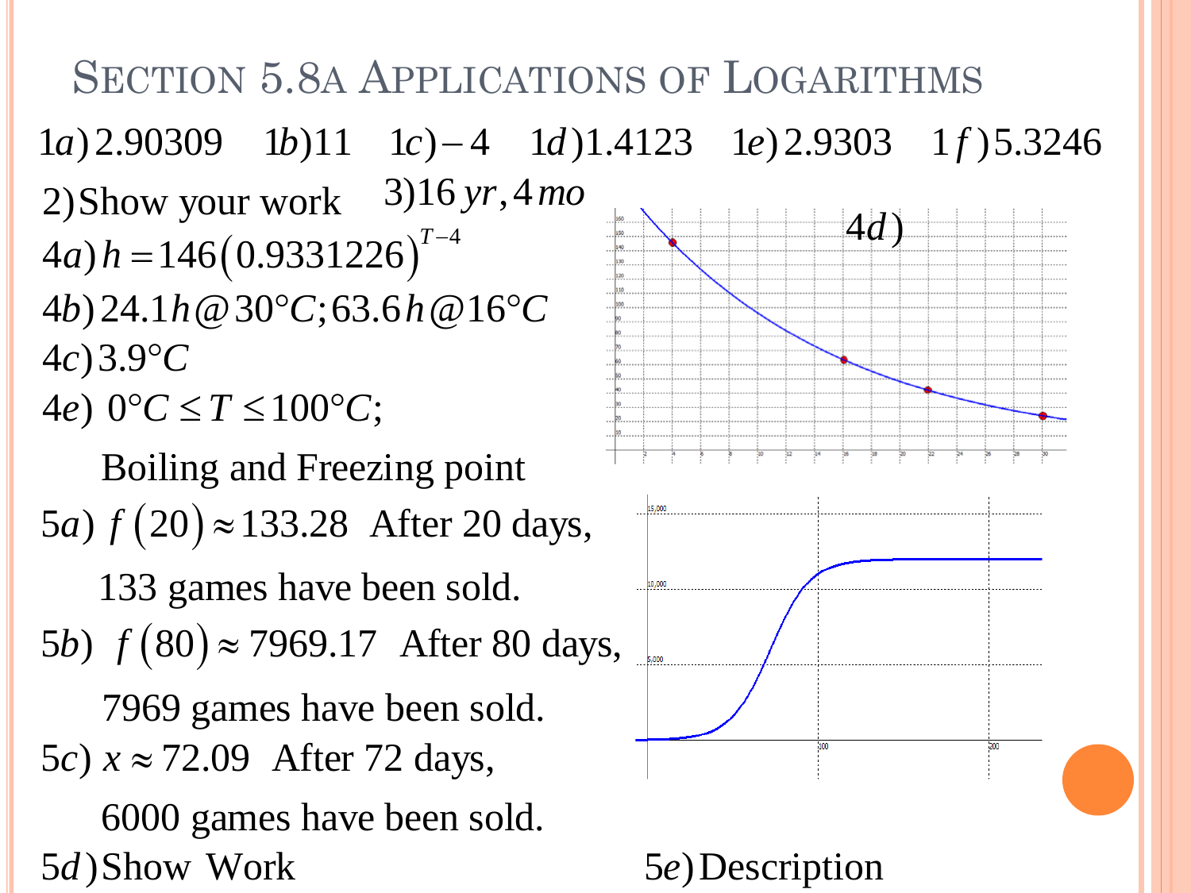# Section 5.8A Applications of Logarithms

1a) 2.90309   1b) 11   1c) −4   1d) 1.4123   1e) 2.9303   1f) 5.3246

2) Show your work   3) 16 yr, 4 mo

4a) $h = 146(0.9331226)^{T-4}$

4b) $24.1h @ 30°C; 63.6h @ 16°C$

4c) $3.9°C$

4d)

4e) $0°C \leq T \leq 100°C$;

Boiling and Freezing point

5a) $f(20) \approx 133.28$ After 20 days,

133 games have been sold.

5b) $f(80) \approx 7969.17$ After 80 days,

7969 games have been sold.

5c) $x \approx 72.09$ After 72 days,

6000 games have been sold.

5d) Show Work

5e) Description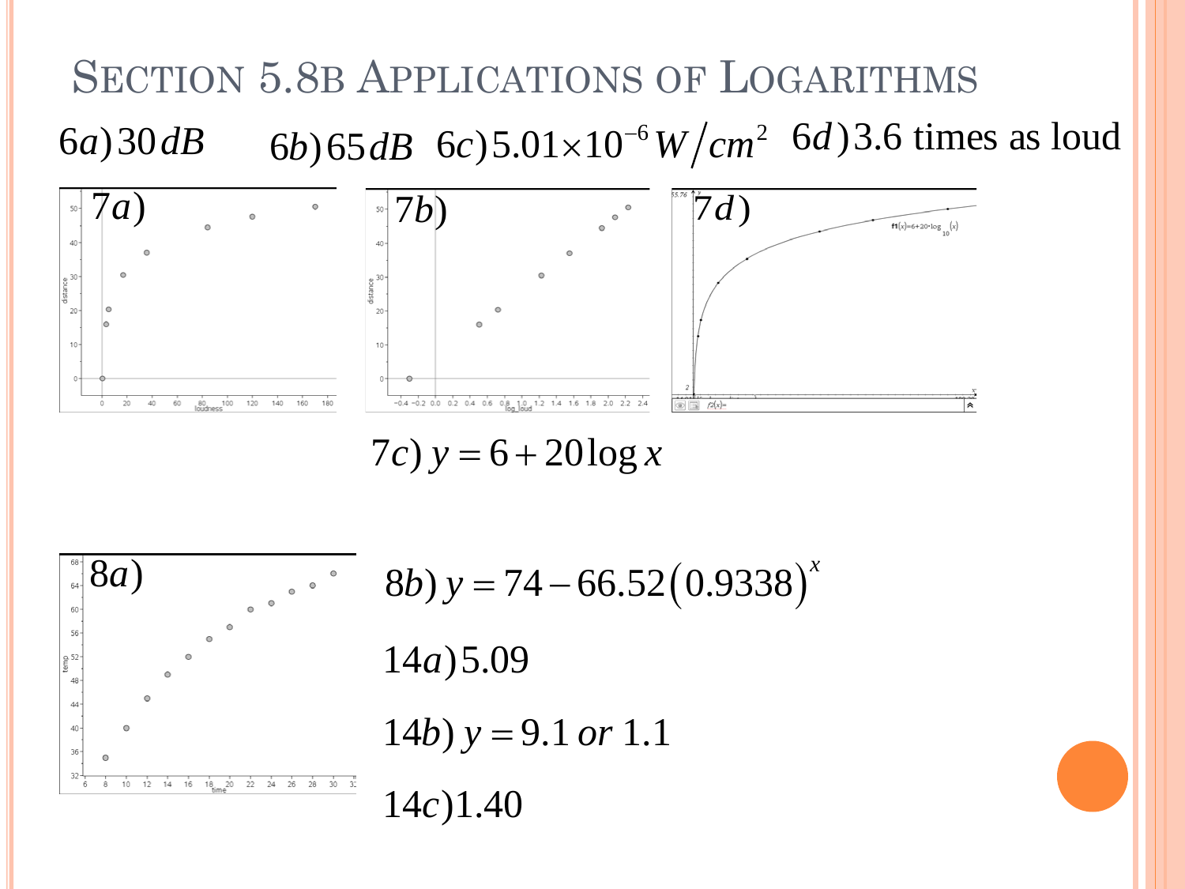# Section 5.8B Applications of Logarithms

$6a)\, 30\, dB$ $6b)\, 65\, dB$ $6c)\, 5.01\times10^{-6}\, W/cm^2$ 6d) 3.6 times as loud

7a)

distance

loudness

0 20 40 60 80 100 120 140 160 180

0 10 20 30 40 50

7b)

distance

log_loud

−0.4 −0.2 0.0 0.2 0.4 0.6 0.8 1.0 1.2 1.4 1.6 1.8 2.0 2.2 2.4

0 10 20 30 40 50

7d)

$f1(x)=6+20\cdot\log_{10}(x)$

$7c)\; y = 6 + 20\log x$

8a)

temp

time

6 8 10 12 14 16 18 20 22 24 26 28 30

32 36 40 44 48 52 56 60 64 68

$8b)\; y = 74 - 66.52(0.9338)^x$

$14a)\, 5.09$

$14b)\; y = 9.1\; or\; 1.1$

$14c)\, 1.40$